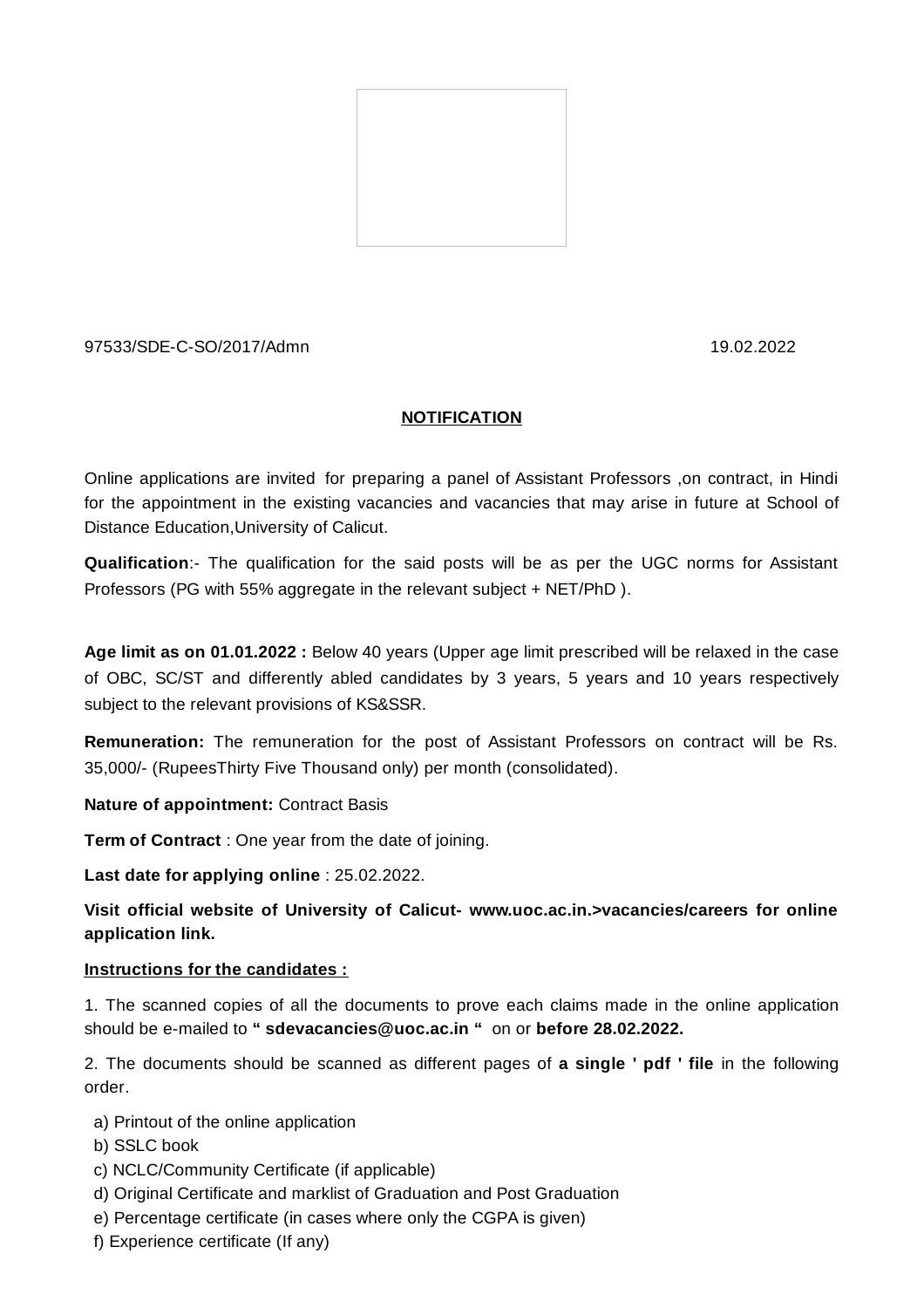97533/SDE-C-SO/2017/Admn 19.02.2022

**NOTIFICATION**

Online applications are invited for preparing a panel of Assistant Professors ,on contract, in Hindi for the appointment in the existing vacancies and vacancies that may arise in future at School of Distance Education,University of Calicut.

**Qualification**:- The qualification for the said posts will be as per the UGC norms for Assistant Professors (PG with 55% aggregate in the relevant subject + NET/PhD ).

**Age limit as on 01.01.2022 :** Below 40 years (Upper age limit prescribed will be relaxed in the case of OBC, SC/ST and differently abled candidates by 3 years, 5 years and 10 years respectively subject to the relevant provisions of KS&SSR.

**Remuneration:** The remuneration for the post of Assistant Professors on contract will be Rs. 35,000/- (RupeesThirty Five Thousand only) per month (consolidated).

**Nature of appointment:** Contract Basis

**Term of Contract** : One year from the date of joining.

**Last date for applying online** : 25.02.2022.

**Visit official website of University of Calicut- www.uoc.ac.in.>vacancies/careers for online application link.**

**Instructions for the candidates :**

1. The scanned copies of all the documents to prove each claims made in the online application should be e-mailed to **" sdevacancies@uoc.ac.in "** on or **before 28.02.2022.**

2. The documents should be scanned as different pages of **a single ' pdf ' file** in the following order.

a) Printout of the online application
b) SSLC book
c) NCLC/Community Certificate (if applicable)
d) Original Certificate and marklist of Graduation and Post Graduation
e) Percentage certificate (in cases where only the CGPA is given)
f) Experience certificate (If any)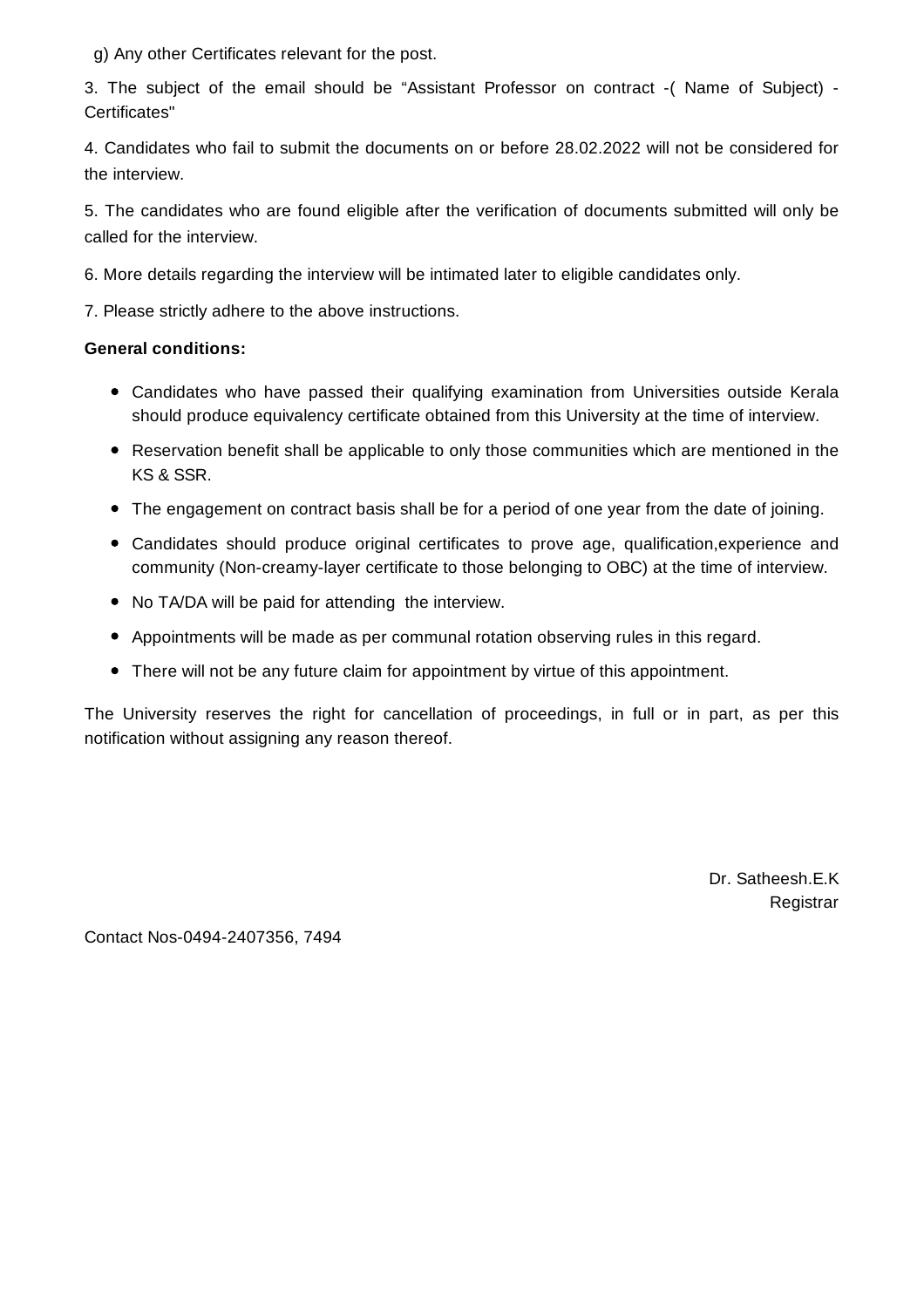g) Any other Certificates relevant for the post.

3. The subject of the email should be “Assistant Professor on contract -( Name of Subject) - Certificates"

4. Candidates who fail to submit the documents on or before 28.02.2022 will not be considered for the interview.

5. The candidates who are found eligible after the verification of documents submitted will only be called for the interview.

6. More details regarding the interview will be intimated later to eligible candidates only.

7. Please strictly adhere to the above instructions.

**General conditions:**

- Candidates who have passed their qualifying examination from Universities outside Kerala should produce equivalency certificate obtained from this University at the time of interview.
- Reservation benefit shall be applicable to only those communities which are mentioned in the KS & SSR.
- The engagement on contract basis shall be for a period of one year from the date of joining.
- Candidates should produce original certificates to prove age, qualification,experience and community (Non-creamy-layer certificate to those belonging to OBC) at the time of interview.
- No TA/DA will be paid for attending the interview.
- Appointments will be made as per communal rotation observing rules in this regard.
- There will not be any future claim for appointment by virtue of this appointment.

The University reserves the right for cancellation of proceedings, in full or in part, as per this notification without assigning any reason thereof.

Dr. Satheesh.E.K
Registrar

Contact Nos-0494-2407356, 7494